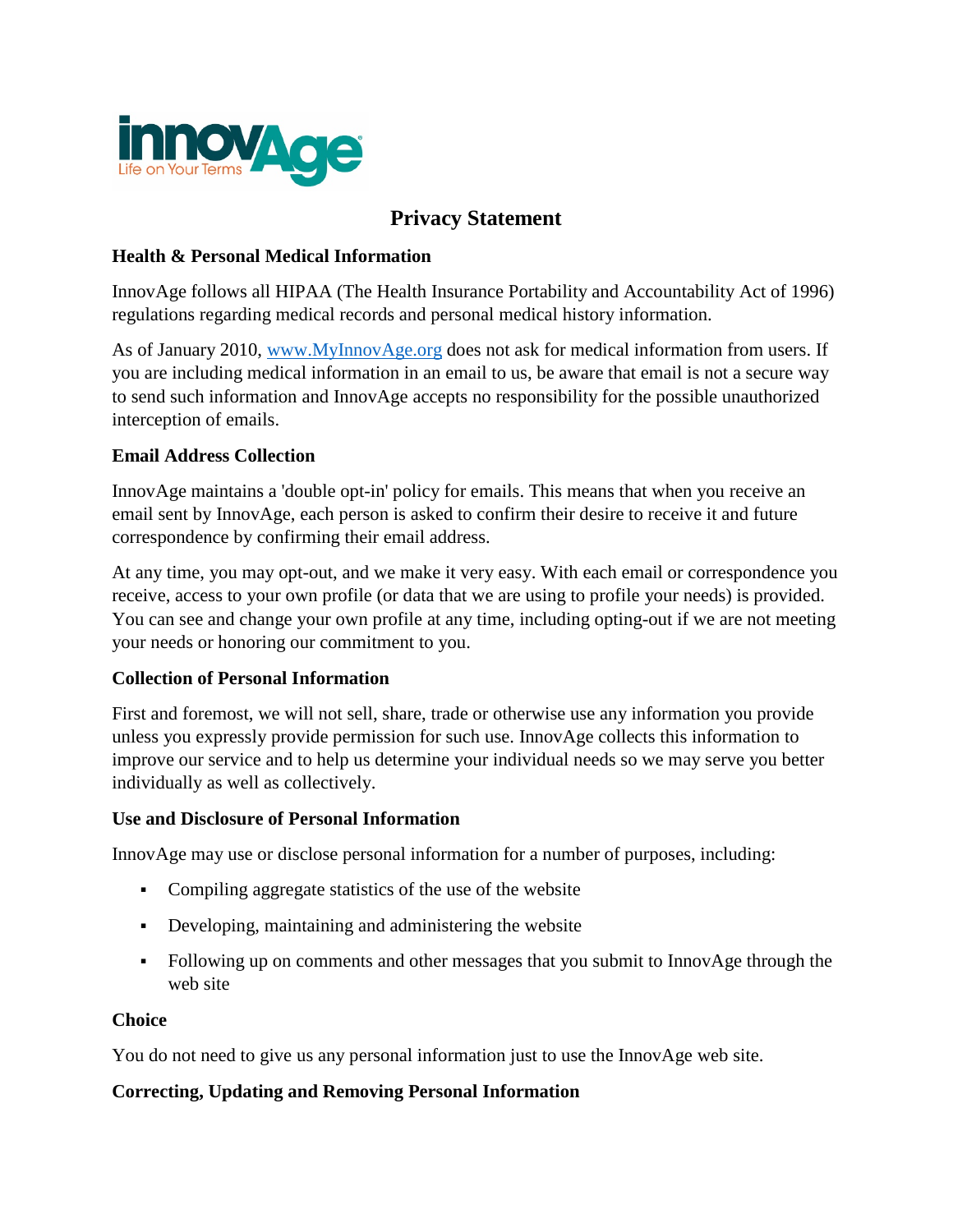innovAge
Life on Your Terms

# Privacy Statement

### Health & Personal Medical Information

InnovAge follows all HIPAA (The Health Insurance Portability and Accountability Act of 1996) regulations regarding medical records and personal medical history information.

As of January 2010, [www.MyInnovAge.org](http://www.MyInnovAge.org) does not ask for medical information from users. If you are including medical information in an email to us, be aware that email is not a secure way to send such information and InnovAge accepts no responsibility for the possible unauthorized interception of emails.

### Email Address Collection

InnovAge maintains a 'double opt-in' policy for emails. This means that when you receive an email sent by InnovAge, each person is asked to confirm their desire to receive it and future correspondence by confirming their email address.

At any time, you may opt-out, and we make it very easy. With each email or correspondence you receive, access to your own profile (or data that we are using to profile your needs) is provided. You can see and change your own profile at any time, including opting-out if we are not meeting your needs or honoring our commitment to you.

### Collection of Personal Information

First and foremost, we will not sell, share, trade or otherwise use any information you provide unless you expressly provide permission for such use. InnovAge collects this information to improve our service and to help us determine your individual needs so we may serve you better individually as well as collectively.

### Use and Disclosure of Personal Information

InnovAge may use or disclose personal information for a number of purposes, including:

- Compiling aggregate statistics of the use of the website
- Developing, maintaining and administering the website
- Following up on comments and other messages that you submit to InnovAge through the web site

### Choice

You do not need to give us any personal information just to use the InnovAge web site.

### Correcting, Updating and Removing Personal Information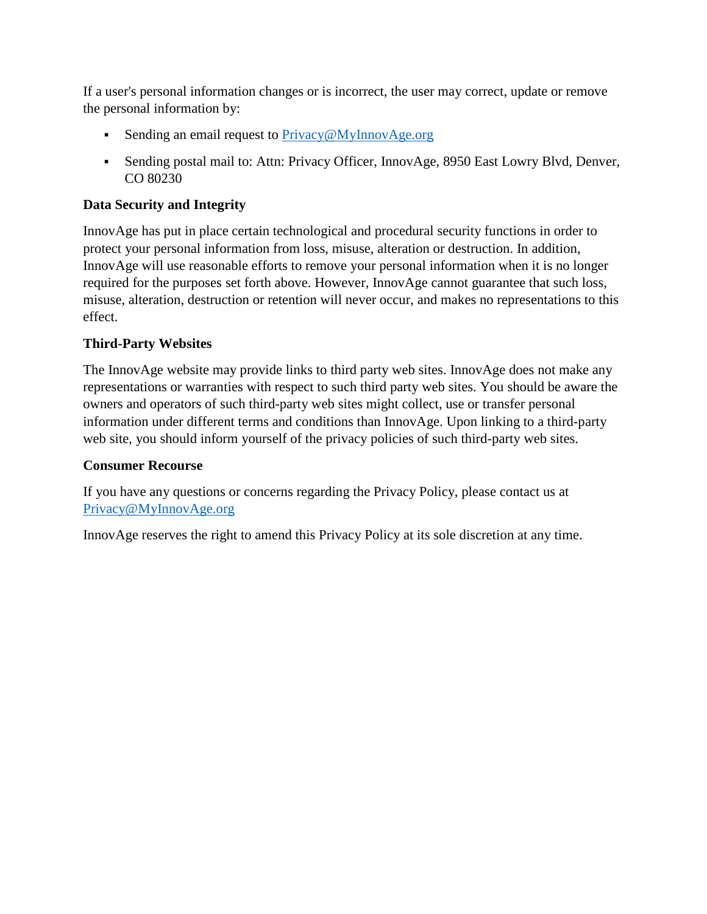If a user's personal information changes or is incorrect, the user may correct, update or remove the personal information by:

- Sending an email request to Privacy@MyInnovAge.org
- Sending postal mail to: Attn: Privacy Officer, InnovAge, 8950 East Lowry Blvd, Denver, CO 80230

**Data Security and Integrity**

InnovAge has put in place certain technological and procedural security functions in order to protect your personal information from loss, misuse, alteration or destruction. In addition, InnovAge will use reasonable efforts to remove your personal information when it is no longer required for the purposes set forth above. However, InnovAge cannot guarantee that such loss, misuse, alteration, destruction or retention will never occur, and makes no representations to this effect.

**Third-Party Websites**

The InnovAge website may provide links to third party web sites. InnovAge does not make any representations or warranties with respect to such third party web sites. You should be aware the owners and operators of such third-party web sites might collect, use or transfer personal information under different terms and conditions than InnovAge. Upon linking to a third-party web site, you should inform yourself of the privacy policies of such third-party web sites.

**Consumer Recourse**

If you have any questions or concerns regarding the Privacy Policy, please contact us at Privacy@MyInnovAge.org

InnovAge reserves the right to amend this Privacy Policy at its sole discretion at any time.